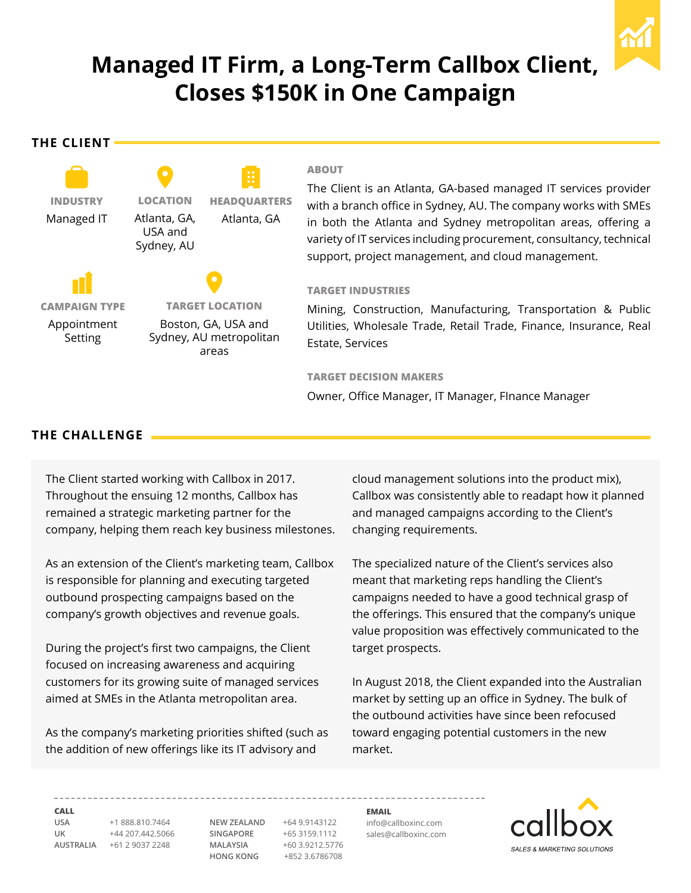# Managed IT Firm, a Long-Term Callbox Client, Closes $150K in One Campaign

## THE CLIENT

**INDUSTRY**
Managed IT

**LOCATION**
Atlanta, GA, USA and Sydney, AU

**HEADQUARTERS**
Atlanta, GA

**CAMPAIGN TYPE**
Appointment Setting

**TARGET LOCATION**
Boston, GA, USA and Sydney, AU metropolitan areas

**ABOUT**

The Client is an Atlanta, GA-based managed IT services provider with a branch office in Sydney, AU. The company works with SMEs in both the Atlanta and Sydney metropolitan areas, offering a variety of IT services including procurement, consultancy, technical support, project management, and cloud management.

**TARGET INDUSTRIES**

Mining, Construction, Manufacturing, Transportation & Public Utilities, Wholesale Trade, Retail Trade, Finance, Insurance, Real Estate, Services

**TARGET DECISION MAKERS**

Owner, Office Manager, IT Manager, FInance Manager

## THE CHALLENGE

The Client started working with Callbox in 2017. Throughout the ensuing 12 months, Callbox has remained a strategic marketing partner for the company, helping them reach key business milestones.

As an extension of the Client's marketing team, Callbox is responsible for planning and executing targeted outbound prospecting campaigns based on the company's growth objectives and revenue goals.

During the project's first two campaigns, the Client focused on increasing awareness and acquiring customers for its growing suite of managed services aimed at SMEs in the Atlanta metropolitan area.

As the company's marketing priorities shifted (such as the addition of new offerings like its IT advisory and cloud management solutions into the product mix), Callbox was consistently able to readapt how it planned and managed campaigns according to the Client's changing requirements.

The specialized nature of the Client's services also meant that marketing reps handling the Client's campaigns needed to have a good technical grasp of the offerings. This ensured that the company's unique value proposition was effectively communicated to the target prospects.

In August 2018, the Client expanded into the Australian market by setting up an office in Sydney. The bulk of the outbound activities have since been refocused toward engaging potential customers in the new market.

**CALL**

| | | | |
|---|---|---|---|
| USA | +1 888.810.7464 | NEW ZEALAND | +64 9.9143122 |
| UK | +44 207.442.5066 | SINGAPORE | +65 3159.1112 |
| AUSTRALIA | +61 2 9037 2248 | MALAYSIA | +60 3.9212.5776 |
| | | HONG KONG | +852 3.6786708 |

**EMAIL**
info@callboxinc.com
sales@callboxinc.com

callbox
SALES & MARKETING SOLUTIONS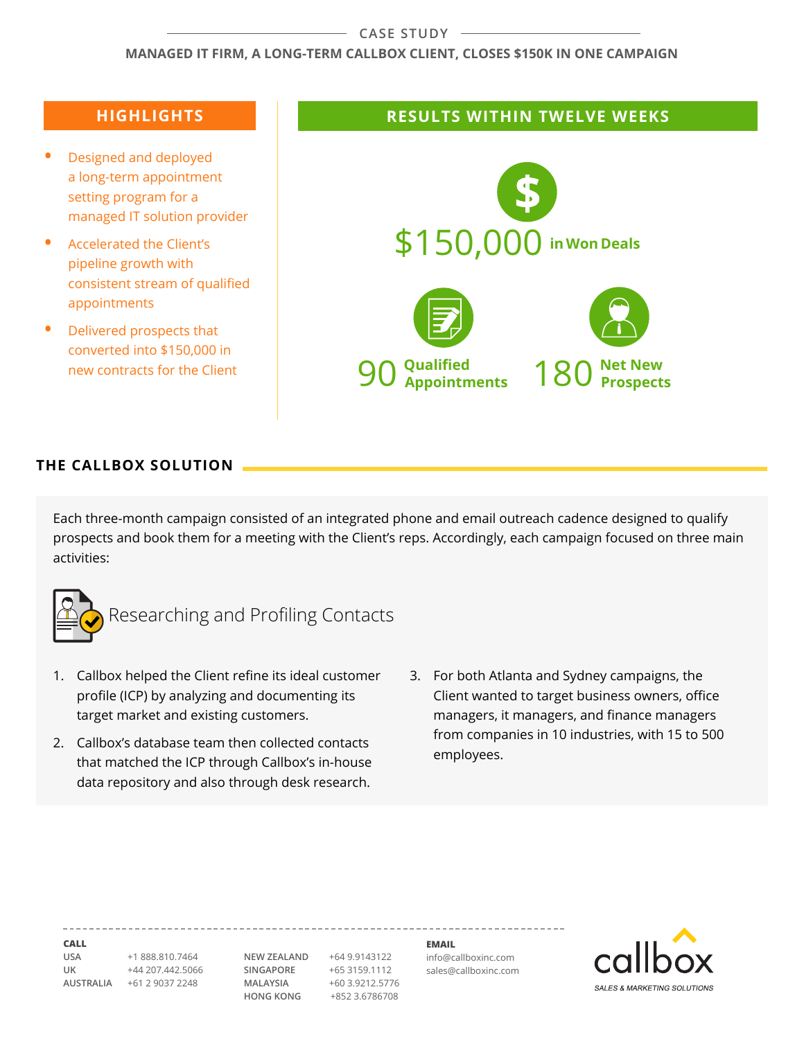CASE STUDY

**MANAGED IT FIRM, A LONG-TERM CALLBOX CLIENT, CLOSES $150K IN ONE CAMPAIGN**

## HIGHLIGHTS

- Designed and deployed a long-term appointment setting program for a managed IT solution provider
- Accelerated the Client's pipeline growth with consistent stream of qualified appointments
- Delivered prospects that converted into $150,000 in new contracts for the Client

## RESULTS WITHIN TWELVE WEEKS

**$150,000** in Won Deals

**90** Qualified Appointments

**180** Net New Prospects

## THE CALLBOX SOLUTION

Each three-month campaign consisted of an integrated phone and email outreach cadence designed to qualify prospects and book them for a meeting with the Client's reps. Accordingly, each campaign focused on three main activities:

### Researching and Profiling Contacts

1. Callbox helped the Client refine its ideal customer profile (ICP) by analyzing and documenting its target market and existing customers.
2. Callbox's database team then collected contacts that matched the ICP through Callbox's in-house data repository and also through desk research.
3. For both Atlanta and Sydney campaigns, the Client wanted to target business owners, office managers, it managers, and finance managers from companies in 10 industries, with 15 to 500 employees.

---

**CALL**

| | | | |
|---|---|---|---|
| USA | +1 888.810.7464 | NEW ZEALAND | +64 9.9143122 |
| UK | +44 207.442.5066 | SINGAPORE | +65 3159.1112 |
| AUSTRALIA | +61 2 9037 2248 | MALAYSIA | +60 3.9212.5776 |
| | | HONG KONG | +852 3.6786708 |

**EMAIL**

info@callboxinc.com
sales@callboxinc.com

callbox
SALES & MARKETING SOLUTIONS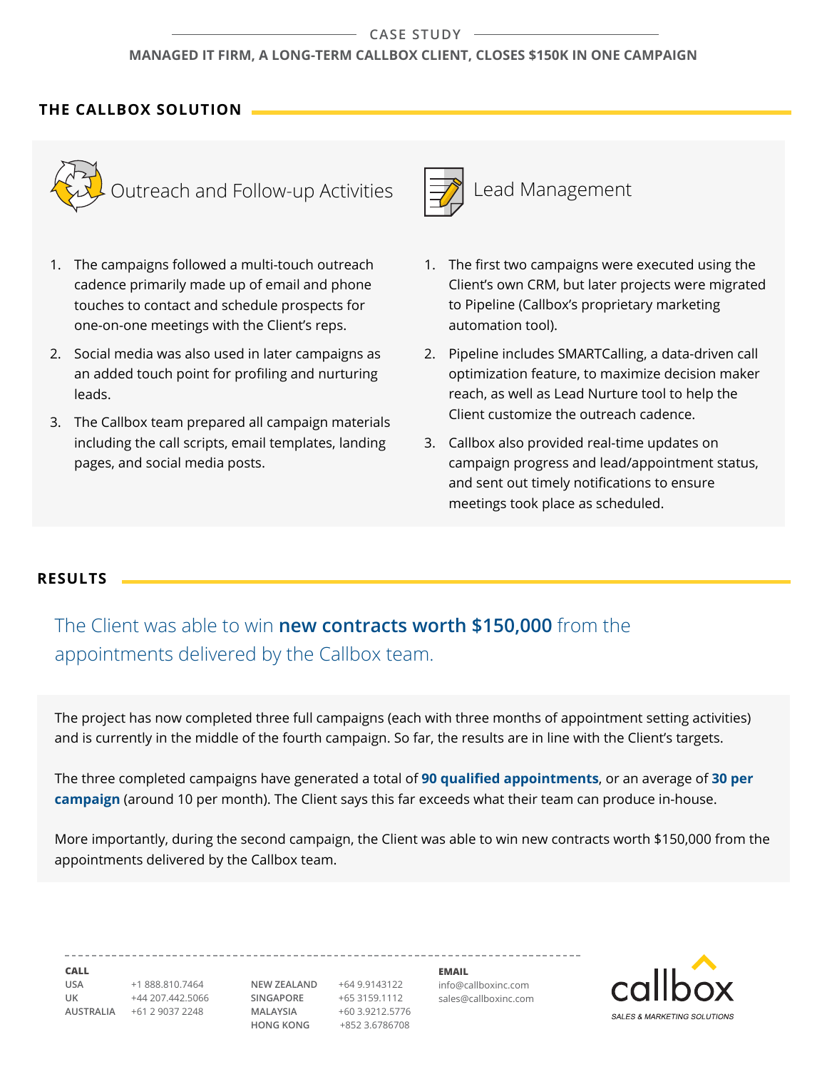CASE STUDY

MANAGED IT FIRM, A LONG-TERM CALLBOX CLIENT, CLOSES $150K IN ONE CAMPAIGN

## THE CALLBOX SOLUTION

### Outreach and Follow-up Activities

1. The campaigns followed a multi-touch outreach cadence primarily made up of email and phone touches to contact and schedule prospects for one-on-one meetings with the Client's reps.
2. Social media was also used in later campaigns as an added touch point for profiling and nurturing leads.
3. The Callbox team prepared all campaign materials including the call scripts, email templates, landing pages, and social media posts.

### Lead Management

1. The first two campaigns were executed using the Client's own CRM, but later projects were migrated to Pipeline (Callbox's proprietary marketing automation tool).
2. Pipeline includes SMARTCalling, a data-driven call optimization feature, to maximize decision maker reach, as well as Lead Nurture tool to help the Client customize the outreach cadence.
3. Callbox also provided real-time updates on campaign progress and lead/appointment status, and sent out timely notifications to ensure meetings took place as scheduled.

## RESULTS

The Client was able to win **new contracts worth $150,000** from the appointments delivered by the Callbox team.

The project has now completed three full campaigns (each with three months of appointment setting activities) and is currently in the middle of the fourth campaign. So far, the results are in line with the Client's targets.

The three completed campaigns have generated a total of **90 qualified appointments**, or an average of **30 per campaign** (around 10 per month). The Client says this far exceeds what their team can produce in-house.

More importantly, during the second campaign, the Client was able to win new contracts worth $150,000 from the appointments delivered by the Callbox team.

**CALL**

| | | | |
|---|---|---|---|
| USA | +1 888.810.7464 | NEW ZEALAND | +64 9.9143122 |
| UK | +44 207.442.5066 | SINGAPORE | +65 3159.1112 |
| AUSTRALIA | +61 2 9037 2248 | MALAYSIA | +60 3.9212.5776 |
| | | HONG KONG | +852 3.6786708 |

**EMAIL**

info@callboxinc.com
sales@callboxinc.com

callbox
SALES & MARKETING SOLUTIONS